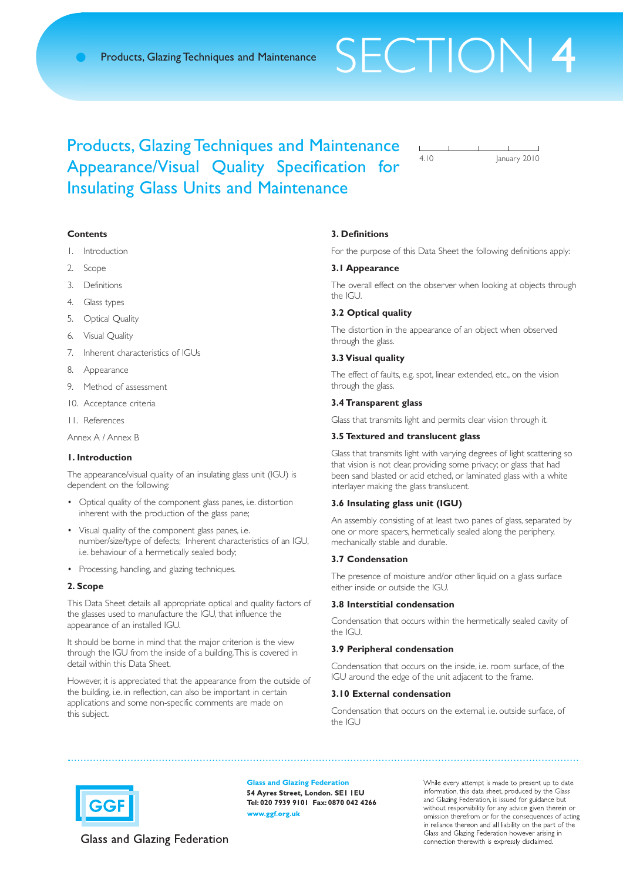# Products, Glazing Techniques and Maintenance Appearance/Visual Quality Specification for Insulating Glass Units and Maintenance

4.10 January 2010

**Contents**

1. Introduction
2. Scope
3. Definitions
4. Glass types
5. Optical Quality
6. Visual Quality
7. Inherent characteristics of IGUs
8. Appearance
9. Method of assessment
10. Acceptance criteria
11. References

Annex A / Annex B

## 1. Introduction

The appearance/visual quality of an insulating glass unit (IGU) is dependent on the following:

- Optical quality of the component glass panes, i.e. distortion inherent with the production of the glass pane;
- Visual quality of the component glass panes, i.e. number/size/type of defects; Inherent characteristics of an IGU, i.e. behaviour of a hermetically sealed body;
- Processing, handling, and glazing techniques.

## 2. Scope

This Data Sheet details all appropriate optical and quality factors of the glasses used to manufacture the IGU, that influence the appearance of an installed IGU.

It should be borne in mind that the major criterion is the view through the IGU from the inside of a building. This is covered in detail within this Data Sheet.

However, it is appreciated that the appearance from the outside of the building, i.e. in reflection, can also be important in certain applications and some non-specific comments are made on this subject.

## 3. Definitions

For the purpose of this Data Sheet the following definitions apply:

### 3.1 Appearance

The overall effect on the observer when looking at objects through the IGU.

### 3.2 Optical quality

The distortion in the appearance of an object when observed through the glass.

### 3.3 Visual quality

The effect of faults, e.g. spot, linear extended, etc., on the vision through the glass.

### 3.4 Transparent glass

Glass that transmits light and permits clear vision through it.

### 3.5 Textured and translucent glass

Glass that transmits light with varying degrees of light scattering so that vision is not clear, providing some privacy; or glass that had been sand blasted or acid etched, or laminated glass with a white interlayer making the glass translucent.

### 3.6 Insulating glass unit (IGU)

An assembly consisting of at least two panes of glass, separated by one or more spacers, hermetically sealed along the periphery, mechanically stable and durable.

### 3.7 Condensation

The presence of moisture and/or other liquid on a glass surface either inside or outside the IGU.

### 3.8 Interstitial condensation

Condensation that occurs within the hermetically sealed cavity of the IGU.

### 3.9 Peripheral condensation

Condensation that occurs on the inside, i.e. room surface, of the IGU around the edge of the unit adjacent to the frame.

### 3.10 External condensation

Condensation that occurs on the external, i.e. outside surface, of the IGU

---

**Glass and Glazing Federation**
54 Ayres Street, London. SE1 1EU
Tel: 020 7939 9101 Fax: 0870 042 4266
www.ggf.org.uk

While every attempt is made to present up to date information, this data sheet, produced by the Glass and Glazing Federation, is issued for guidance but without responsibility for any advice given therein or omission therefrom or for the consequences of acting in reliance thereon and all liability on the part of the Glass and Glazing Federation however arising in connection therewith is expressly disclaimed.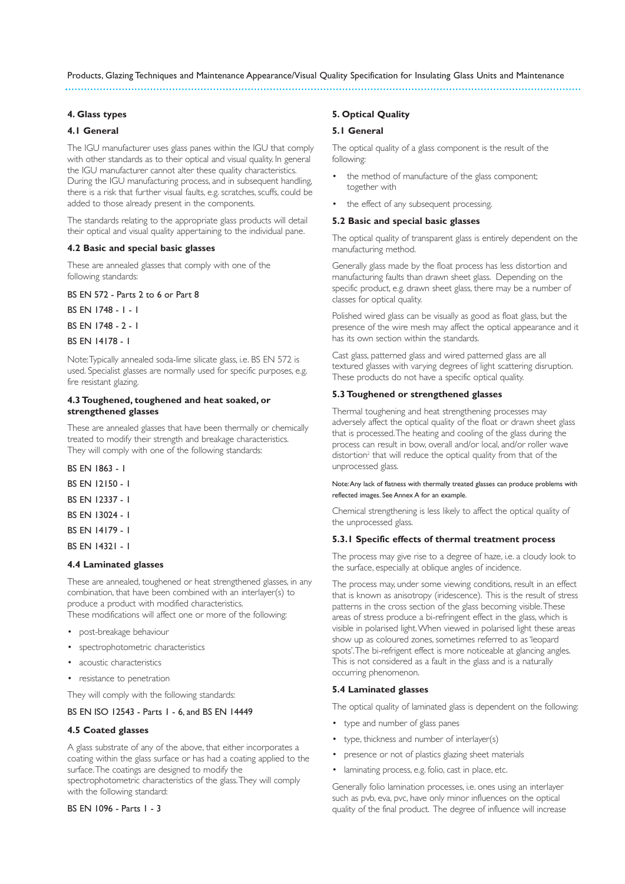## 4. Glass types

### 4.1 General

The IGU manufacturer uses glass panes within the IGU that comply with other standards as to their optical and visual quality. In general the IGU manufacturer cannot alter these quality characteristics. During the IGU manufacturing process, and in subsequent handling, there is a risk that further visual faults, e.g. scratches, scuffs, could be added to those already present in the components.

The standards relating to the appropriate glass products will detail their optical and visual quality appertaining to the individual pane.

### 4.2 Basic and special basic glasses

These are annealed glasses that comply with one of the following standards:

BS EN 572 - Parts 2 to 6 or Part 8

BS EN 1748 - 1 - 1

BS EN 1748 - 2 - 1

BS EN 14178 - 1

Note: Typically annealed soda-lime silicate glass, i.e. BS EN 572 is used. Specialist glasses are normally used for specific purposes, e.g. fire resistant glazing.

### 4.3 Toughened, toughened and heat soaked, or strengthened glasses

These are annealed glasses that have been thermally or chemically treated to modify their strength and breakage characteristics. They will comply with one of the following standards:

BS EN 1863 - 1

BS EN 12150 - 1

BS EN 12337 - 1

BS EN 13024 - 1

BS EN 14179 - 1

BS EN 14321 - 1

### 4.4 Laminated glasses

These are annealed, toughened or heat strengthened glasses, in any combination, that have been combined with an interlayer(s) to produce a product with modified characteristics.
These modifications will affect one or more of the following:

- post-breakage behaviour
- spectrophotometric characteristics
- acoustic characteristics
- resistance to penetration

They will comply with the following standards:

BS EN ISO 12543 - Parts 1 - 6, and BS EN 14449

### 4.5 Coated glasses

A glass substrate of any of the above, that either incorporates a coating within the glass surface or has had a coating applied to the surface. The coatings are designed to modify the spectrophotometric characteristics of the glass. They will comply with the following standard:

BS EN 1096 - Parts 1 - 3

## 5. Optical Quality

### 5.1 General

The optical quality of a glass component is the result of the following:

- the method of manufacture of the glass component; together with
- the effect of any subsequent processing.

### 5.2 Basic and special basic glasses

The optical quality of transparent glass is entirely dependent on the manufacturing method.

Generally glass made by the float process has less distortion and manufacturing faults than drawn sheet glass. Depending on the specific product, e.g. drawn sheet glass, there may be a number of classes for optical quality.

Polished wired glass can be visually as good as float glass, but the presence of the wire mesh may affect the optical appearance and it has its own section within the standards.

Cast glass, patterned glass and wired patterned glass are all textured glasses with varying degrees of light scattering disruption. These products do not have a specific optical quality.

### 5.3 Toughened or strengthened glasses

Thermal toughening and heat strengthening processes may adversely affect the optical quality of the float or drawn sheet glass that is processed. The heating and cooling of the glass during the process can result in bow, overall and/or local, and/or roller wave distortion[2] that will reduce the optical quality from that of the unprocessed glass.

Note: Any lack of flatness with thermally treated glasses can produce problems with reflected images. See Annex A for an example.

Chemical strengthening is less likely to affect the optical quality of the unprocessed glass.

#### 5.3.1 Specific effects of thermal treatment process

The process may give rise to a degree of haze, i.e. a cloudy look to the surface, especially at oblique angles of incidence.

The process may, under some viewing conditions, result in an effect that is known as anisotropy (iridescence). This is the result of stress patterns in the cross section of the glass becoming visible. These areas of stress produce a bi-refringent effect in the glass, which is visible in polarised light. When viewed in polarised light these areas show up as coloured zones, sometimes referred to as 'leopard spots'. The bi-refrigent effect is more noticeable at glancing angles. This is not considered as a fault in the glass and is a naturally occurring phenomenon.

### 5.4 Laminated glasses

The optical quality of laminated glass is dependent on the following:

- type and number of glass panes
- type, thickness and number of interlayer(s)
- presence or not of plastics glazing sheet materials
- laminating process, e.g. folio, cast in place, etc.

Generally folio lamination processes, i.e. ones using an interlayer such as pvb, eva, pvc, have only minor influences on the optical quality of the final product. The degree of influence will increase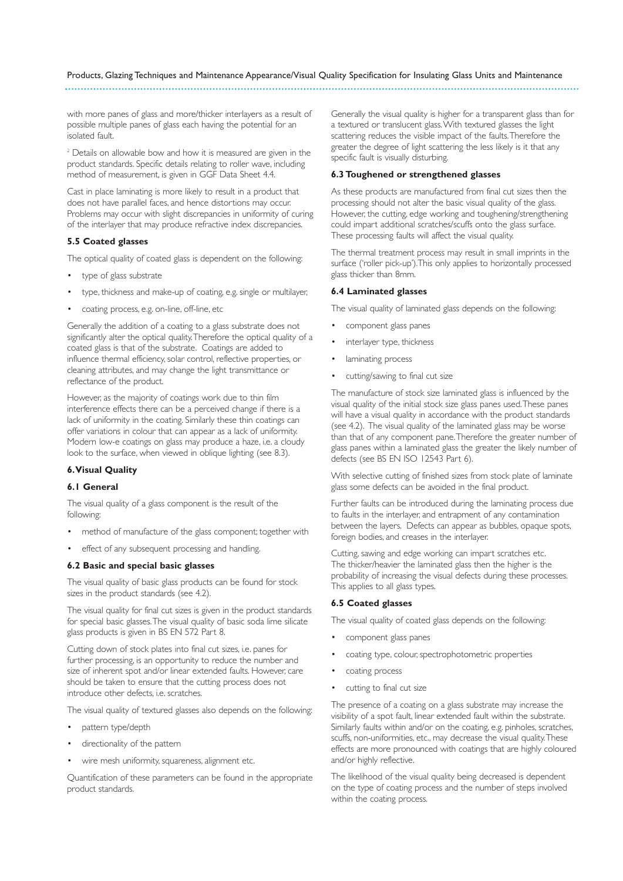with more panes of glass and more/thicker interlayers as a result of possible multiple panes of glass each having the potential for an isolated fault.

[2] Details on allowable bow and how it is measured are given in the product standards. Specific details relating to roller wave, including method of measurement, is given in GGF Data Sheet 4.4.

Cast in place laminating is more likely to result in a product that does not have parallel faces, and hence distortions may occur. Problems may occur with slight discrepancies in uniformity of curing of the interlayer that may produce refractive index discrepancies.

### 5.5 Coated glasses

The optical quality of coated glass is dependent on the following:

- type of glass substrate
- type, thickness and make-up of coating, e.g. single or multilayer,
- coating process, e.g. on-line, off-line, etc

Generally the addition of a coating to a glass substrate does not significantly alter the optical quality. Therefore the optical quality of a coated glass is that of the substrate. Coatings are added to influence thermal efficiency, solar control, reflective properties, or cleaning attributes, and may change the light transmittance or reflectance of the product.

However, as the majority of coatings work due to thin film interference effects there can be a perceived change if there is a lack of uniformity in the coating. Similarly these thin coatings can offer variations in colour that can appear as a lack of uniformity. Modern low-e coatings on glass may produce a haze, i.e. a cloudy look to the surface, when viewed in oblique lighting (see 8.3).

## 6. Visual Quality

### 6.1 General

The visual quality of a glass component is the result of the following:

- method of manufacture of the glass component; together with
- effect of any subsequent processing and handling.

### 6.2 Basic and special basic glasses

The visual quality of basic glass products can be found for stock sizes in the product standards (see 4.2).

The visual quality for final cut sizes is given in the product standards for special basic glasses. The visual quality of basic soda lime silicate glass products is given in BS EN 572 Part 8.

Cutting down of stock plates into final cut sizes, i.e. panes for further processing, is an opportunity to reduce the number and size of inherent spot and/or linear extended faults. However, care should be taken to ensure that the cutting process does not introduce other defects, i.e. scratches.

The visual quality of textured glasses also depends on the following:

- pattern type/depth
- directionality of the pattern
- wire mesh uniformity, squareness, alignment etc.

Quantification of these parameters can be found in the appropriate product standards.

Generally the visual quality is higher for a transparent glass than for a textured or translucent glass. With textured glasses the light scattering reduces the visible impact of the faults. Therefore the greater the degree of light scattering the less likely is it that any specific fault is visually disturbing.

### 6.3 Toughened or strengthened glasses

As these products are manufactured from final cut sizes then the processing should not alter the basic visual quality of the glass. However, the cutting, edge working and toughening/strengthening could impart additional scratches/scuffs onto the glass surface. These processing faults will affect the visual quality.

The thermal treatment process may result in small imprints in the surface ('roller pick-up'). This only applies to horizontally processed glass thicker than 8mm.

### 6.4 Laminated glasses

The visual quality of laminated glass depends on the following:

- component glass panes
- interlayer type, thickness
- laminating process
- cutting/sawing to final cut size

The manufacture of stock size laminated glass is influenced by the visual quality of the initial stock size glass panes used. These panes will have a visual quality in accordance with the product standards (see 4.2). The visual quality of the laminated glass may be worse than that of any component pane. Therefore the greater number of glass panes within a laminated glass the greater the likely number of defects (see BS EN ISO 12543 Part 6).

With selective cutting of finished sizes from stock plate of laminate glass some defects can be avoided in the final product.

Further faults can be introduced during the laminating process due to faults in the interlayer, and entrapment of any contamination between the layers. Defects can appear as bubbles, opaque spots, foreign bodies, and creases in the interlayer.

Cutting, sawing and edge working can impart scratches etc. The thicker/heavier the laminated glass then the higher is the probability of increasing the visual defects during these processes. This applies to all glass types.

### 6.5 Coated glasses

The visual quality of coated glass depends on the following:

- component glass panes
- coating type, colour, spectrophotometric properties
- coating process
- cutting to final cut size

The presence of a coating on a glass substrate may increase the visibility of a spot fault, linear extended fault within the substrate. Similarly faults within and/or on the coating, e.g. pinholes, scratches, scuffs, non-uniformities, etc., may decrease the visual quality. These effects are more pronounced with coatings that are highly coloured and/or highly reflective.

The likelihood of the visual quality being decreased is dependent on the type of coating process and the number of steps involved within the coating process.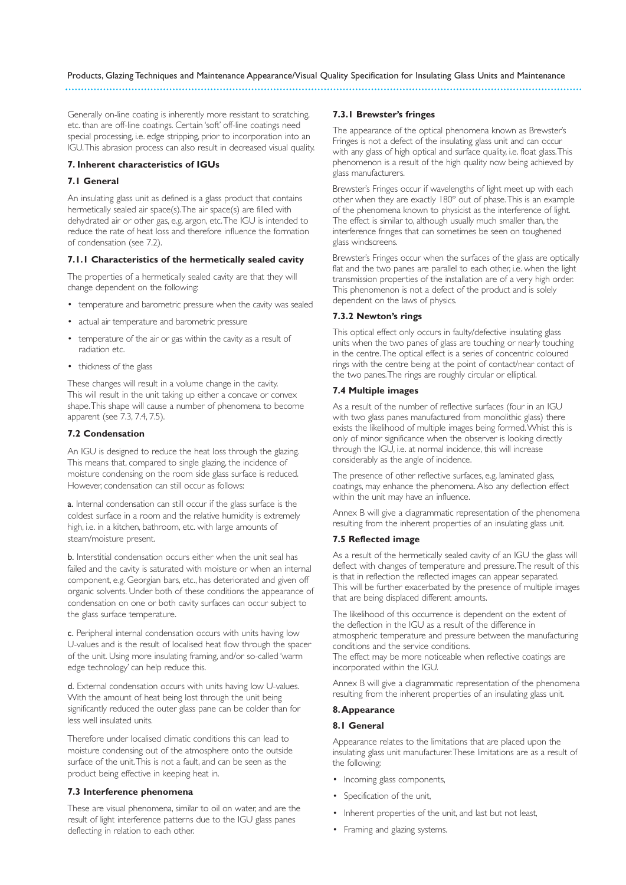Generally on-line coating is inherently more resistant to scratching, etc. than are off-line coatings. Certain 'soft' off-line coatings need special processing, i.e. edge stripping, prior to incorporation into an IGU. This abrasion process can also result in decreased visual quality.

## 7. Inherent characteristics of IGUs

### 7.1 General

An insulating glass unit as defined is a glass product that contains hermetically sealed air space(s). The air space(s) are filled with dehydrated air or other gas, e.g. argon, etc. The IGU is intended to reduce the rate of heat loss and therefore influence the formation of condensation (see 7.2).

#### 7.1.1 Characteristics of the hermetically sealed cavity

The properties of a hermetically sealed cavity are that they will change dependent on the following:

- temperature and barometric pressure when the cavity was sealed
- actual air temperature and barometric pressure
- temperature of the air or gas within the cavity as a result of radiation etc.
- thickness of the glass

These changes will result in a volume change in the cavity. This will result in the unit taking up either a concave or convex shape. This shape will cause a number of phenomena to become apparent (see 7.3, 7.4, 7.5).

### 7.2 Condensation

An IGU is designed to reduce the heat loss through the glazing. This means that, compared to single glazing, the incidence of moisture condensing on the room side glass surface is reduced. However, condensation can still occur as follows:

**a.** Internal condensation can still occur if the glass surface is the coldest surface in a room and the relative humidity is extremely high, i.e. in a kitchen, bathroom, etc. with large amounts of steam/moisture present.

**b.** Interstitial condensation occurs either when the unit seal has failed and the cavity is saturated with moisture or when an internal component, e.g. Georgian bars, etc., has deteriorated and given off organic solvents. Under both of these conditions the appearance of condensation on one or both cavity surfaces can occur subject to the glass surface temperature.

**c.** Peripheral internal condensation occurs with units having low U-values and is the result of localised heat flow through the spacer of the unit. Using more insulating framing, and/or so-called 'warm edge technology' can help reduce this.

**d.** External condensation occurs with units having low U-values. With the amount of heat being lost through the unit being significantly reduced the outer glass pane can be colder than for less well insulated units.

Therefore under localised climatic conditions this can lead to moisture condensing out of the atmosphere onto the outside surface of the unit. This is not a fault, and can be seen as the product being effective in keeping heat in.

### 7.3 Interference phenomena

These are visual phenomena, similar to oil on water, and are the result of light interference patterns due to the IGU glass panes deflecting in relation to each other.

#### 7.3.1 Brewster's fringes

The appearance of the optical phenomena known as Brewster's Fringes is not a defect of the insulating glass unit and can occur with any glass of high optical and surface quality, i.e. float glass. This phenomenon is a result of the high quality now being achieved by glass manufacturers.

Brewster's Fringes occur if wavelengths of light meet up with each other when they are exactly 180° out of phase. This is an example of the phenomena known to physicist as the interference of light. The effect is similar to, although usually much smaller than, the interference fringes that can sometimes be seen on toughened glass windscreens.

Brewster's Fringes occur when the surfaces of the glass are optically flat and the two panes are parallel to each other, i.e. when the light transmission properties of the installation are of a very high order. This phenomenon is not a defect of the product and is solely dependent on the laws of physics.

#### 7.3.2 Newton's rings

This optical effect only occurs in faulty/defective insulating glass units when the two panes of glass are touching or nearly touching in the centre. The optical effect is a series of concentric coloured rings with the centre being at the point of contact/near contact of the two panes. The rings are roughly circular or elliptical.

### 7.4 Multiple images

As a result of the number of reflective surfaces (four in an IGU with two glass panes manufactured from monolithic glass) there exists the likelihood of multiple images being formed. Whilst this is only of minor significance when the observer is looking directly through the IGU, i.e. at normal incidence, this will increase considerably as the angle of incidence.

The presence of other reflective surfaces, e.g. laminated glass, coatings, may enhance the phenomena. Also any deflection effect within the unit may have an influence.

Annex B will give a diagrammatic representation of the phenomena resulting from the inherent properties of an insulating glass unit.

### 7.5 Reflected image

As a result of the hermetically sealed cavity of an IGU the glass will deflect with changes of temperature and pressure. The result of this is that in reflection the reflected images can appear separated. This will be further exacerbated by the presence of multiple images that are being displaced different amounts.

The likelihood of this occurrence is dependent on the extent of the deflection in the IGU as a result of the difference in atmospheric temperature and pressure between the manufacturing conditions and the service conditions.
The effect may be more noticeable when reflective coatings are incorporated within the IGU.

Annex B will give a diagrammatic representation of the phenomena resulting from the inherent properties of an insulating glass unit.

## 8. Appearance

### 8.1 General

Appearance relates to the limitations that are placed upon the insulating glass unit manufacturer. These limitations are as a result of the following:

- Incoming glass components,
- Specification of the unit,
- Inherent properties of the unit, and last but not least,
- Framing and glazing systems.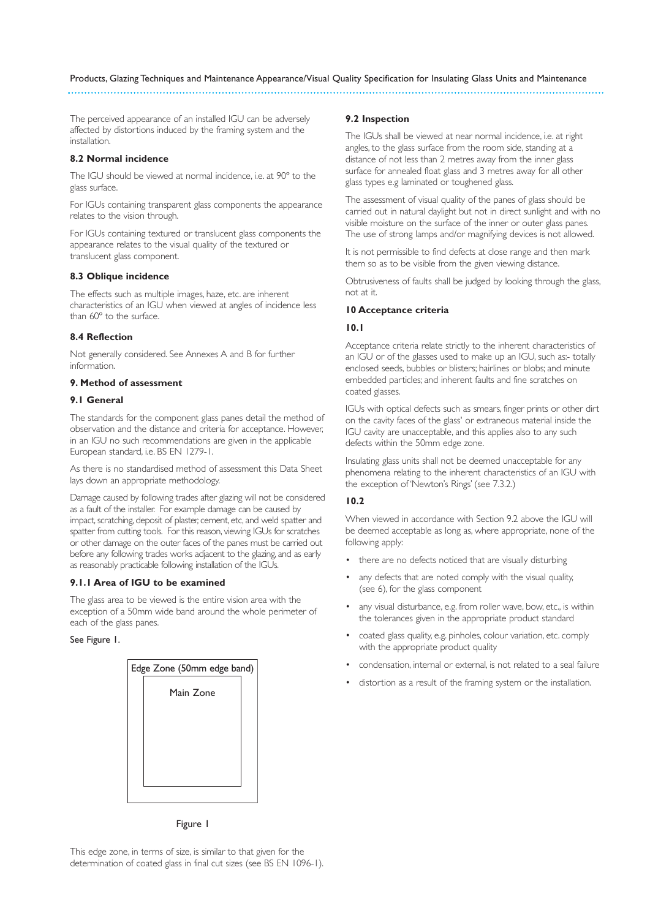The perceived appearance of an installed IGU can be adversely affected by distortions induced by the framing system and the installation.

### 8.2 Normal incidence

The IGU should be viewed at normal incidence, i.e. at 90° to the glass surface.

For IGUs containing transparent glass components the appearance relates to the vision through.

For IGUs containing textured or translucent glass components the appearance relates to the visual quality of the textured or translucent glass component.

### 8.3 Oblique incidence

The effects such as multiple images, haze, etc. are inherent characteristics of an IGU when viewed at angles of incidence less than 60° to the surface.

### 8.4 Reflection

Not generally considered. See Annexes A and B for further information.

## 9. Method of assessment

### 9.1 General

The standards for the component glass panes detail the method of observation and the distance and criteria for acceptance. However, in an IGU no such recommendations are given in the applicable European standard, i.e. BS EN 1279-1.

As there is no standardised method of assessment this Data Sheet lays down an appropriate methodology.

Damage caused by following trades after glazing will not be considered as a fault of the installer. For example damage can be caused by impact, scratching, deposit of plaster, cement, etc, and weld spatter and spatter from cutting tools. For this reason, viewing IGUs for scratches or other damage on the outer faces of the panes must be carried out before any following trades works adjacent to the glazing, and as early as reasonably practicable following installation of the IGUs.

### 9.1.1 Area of IGU to be examined

The glass area to be viewed is the entire vision area with the exception of a 50mm wide band around the whole perimeter of each of the glass panes.

See Figure 1.

Edge Zone (50mm edge band)

Main Zone

Figure 1

This edge zone, in terms of size, is similar to that given for the determination of coated glass in final cut sizes (see BS EN 1096-1).

### 9.2 Inspection

The IGUs shall be viewed at near normal incidence, i.e. at right angles, to the glass surface from the room side, standing at a distance of not less than 2 metres away from the inner glass surface for annealed float glass and 3 metres away for all other glass types e.g laminated or toughened glass.

The assessment of visual quality of the panes of glass should be carried out in natural daylight but not in direct sunlight and with no visible moisture on the surface of the inner or outer glass panes. The use of strong lamps and/or magnifying devices is not allowed.

It is not permissible to find defects at close range and then mark them so as to be visible from the given viewing distance.

Obtrusiveness of faults shall be judged by looking through the glass, not at it.

## 10 Acceptance criteria

### 10.1

Acceptance criteria relate strictly to the inherent characteristics of an IGU or of the glasses used to make up an IGU, such as:- totally enclosed seeds, bubbles or blisters; hairlines or blobs; and minute embedded particles; and inherent faults and fine scratches on coated glasses.

IGUs with optical defects such as smears, finger prints or other dirt on the cavity faces of the glass' or extraneous material inside the IGU cavity are unacceptable, and this applies also to any such defects within the 50mm edge zone.

Insulating glass units shall not be deemed unacceptable for any phenomena relating to the inherent characteristics of an IGU with the exception of 'Newton's Rings' (see 7.3.2.)

### 10.2

When viewed in accordance with Section 9.2 above the IGU will be deemed acceptable as long as, where appropriate, none of the following apply:

- there are no defects noticed that are visually disturbing
- any defects that are noted comply with the visual quality, (see 6), for the glass component
- any visual disturbance, e.g. from roller wave, bow, etc., is within the tolerances given in the appropriate product standard
- coated glass quality, e.g. pinholes, colour variation, etc. comply with the appropriate product quality
- condensation, internal or external, is not related to a seal failure
- distortion as a result of the framing system or the installation.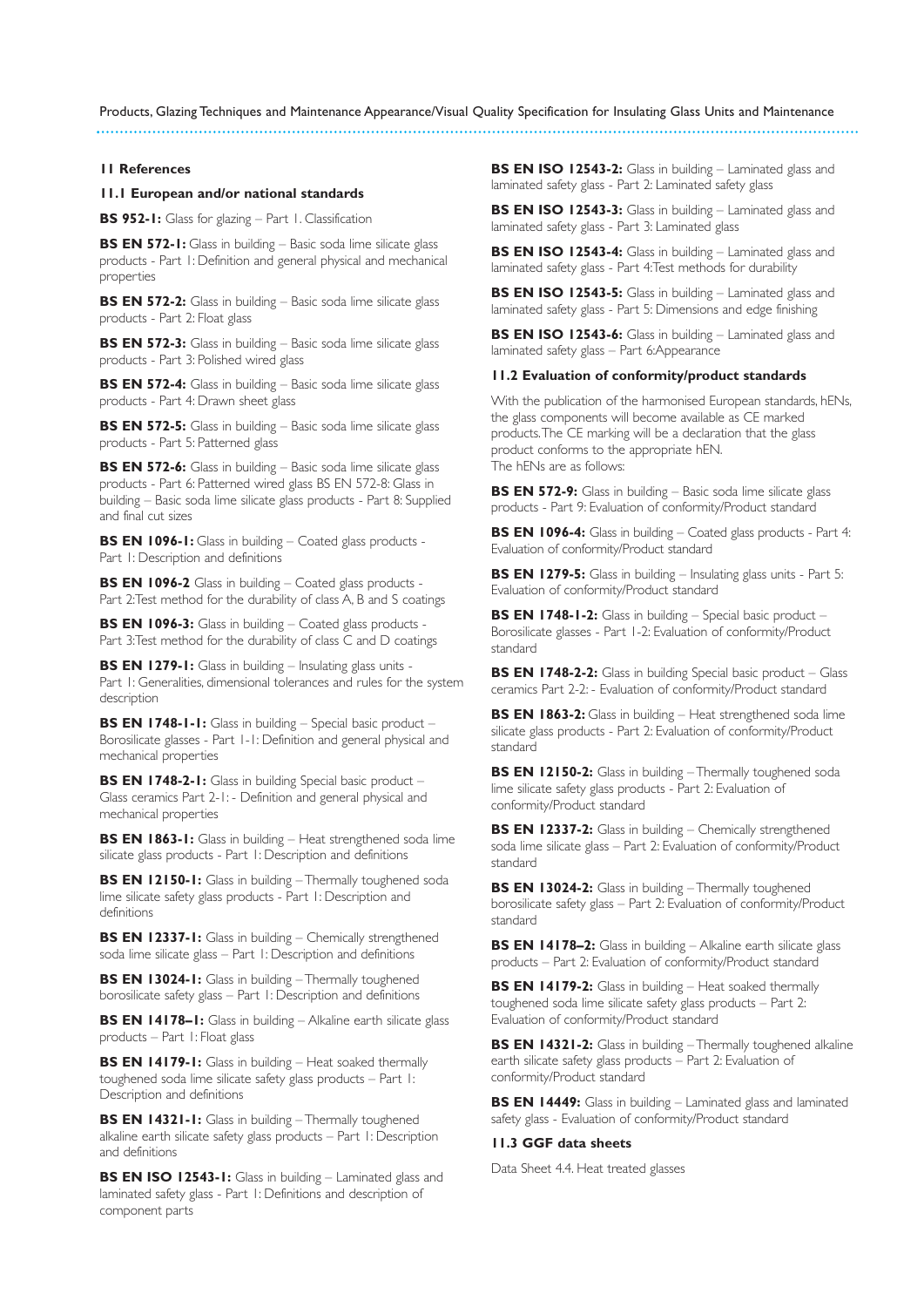## 11 References

### 11.1 European and/or national standards

**BS 952-1:** Glass for glazing – Part 1. Classification

**BS EN 572-1:** Glass in building – Basic soda lime silicate glass products - Part 1: Definition and general physical and mechanical properties

**BS EN 572-2:** Glass in building – Basic soda lime silicate glass products - Part 2: Float glass

**BS EN 572-3:** Glass in building – Basic soda lime silicate glass products - Part 3: Polished wired glass

**BS EN 572-4:** Glass in building – Basic soda lime silicate glass products - Part 4: Drawn sheet glass

**BS EN 572-5:** Glass in building – Basic soda lime silicate glass products - Part 5: Patterned glass

**BS EN 572-6:** Glass in building – Basic soda lime silicate glass products - Part 6: Patterned wired glass BS EN 572-8: Glass in building – Basic soda lime silicate glass products - Part 8: Supplied and final cut sizes

**BS EN 1096-1:** Glass in building – Coated glass products - Part 1: Description and definitions

**BS EN 1096-2** Glass in building – Coated glass products - Part 2:Test method for the durability of class A, B and S coatings

**BS EN 1096-3:** Glass in building – Coated glass products - Part 3:Test method for the durability of class C and D coatings

**BS EN 1279-1:** Glass in building – Insulating glass units - Part 1: Generalities, dimensional tolerances and rules for the system description

**BS EN 1748-1-1:** Glass in building – Special basic product – Borosilicate glasses - Part 1-1: Definition and general physical and mechanical properties

**BS EN 1748-2-1:** Glass in building Special basic product – Glass ceramics Part 2-1: - Definition and general physical and mechanical properties

**BS EN 1863-1:** Glass in building – Heat strengthened soda lime silicate glass products - Part 1: Description and definitions

**BS EN 12150-1:** Glass in building – Thermally toughened soda lime silicate safety glass products - Part 1: Description and definitions

**BS EN 12337-1:** Glass in building – Chemically strengthened soda lime silicate glass – Part 1: Description and definitions

**BS EN 13024-1:** Glass in building – Thermally toughened borosilicate safety glass – Part 1: Description and definitions

**BS EN 14178–1:** Glass in building – Alkaline earth silicate glass products – Part 1: Float glass

**BS EN 14179-1:** Glass in building – Heat soaked thermally toughened soda lime silicate safety glass products – Part 1: Description and definitions

**BS EN 14321-1:** Glass in building – Thermally toughened alkaline earth silicate safety glass products – Part 1: Description and definitions

**BS EN ISO 12543-1:** Glass in building – Laminated glass and laminated safety glass - Part 1: Definitions and description of component parts

**BS EN ISO 12543-2:** Glass in building – Laminated glass and laminated safety glass - Part 2: Laminated safety glass

**BS EN ISO 12543-3:** Glass in building – Laminated glass and laminated safety glass - Part 3: Laminated glass

**BS EN ISO 12543-4:** Glass in building – Laminated glass and laminated safety glass - Part 4:Test methods for durability

**BS EN ISO 12543-5:** Glass in building – Laminated glass and laminated safety glass - Part 5: Dimensions and edge finishing

**BS EN ISO 12543-6:** Glass in building – Laminated glass and laminated safety glass – Part 6:Appearance

### 11.2 Evaluation of conformity/product standards

With the publication of the harmonised European standards, hENs, the glass components will become available as CE marked products. The CE marking will be a declaration that the glass product conforms to the appropriate hEN.
The hENs are as follows:

**BS EN 572-9:** Glass in building – Basic soda lime silicate glass products - Part 9: Evaluation of conformity/Product standard

**BS EN 1096-4:** Glass in building – Coated glass products - Part 4: Evaluation of conformity/Product standard

**BS EN 1279-5:** Glass in building – Insulating glass units - Part 5: Evaluation of conformity/Product standard

**BS EN 1748-1-2:** Glass in building – Special basic product – Borosilicate glasses - Part 1-2: Evaluation of conformity/Product standard

**BS EN 1748-2-2:** Glass in building Special basic product – Glass ceramics Part 2-2: - Evaluation of conformity/Product standard

**BS EN 1863-2:** Glass in building – Heat strengthened soda lime silicate glass products - Part 2: Evaluation of conformity/Product standard

**BS EN 12150-2:** Glass in building – Thermally toughened soda lime silicate safety glass products - Part 2: Evaluation of conformity/Product standard

**BS EN 12337-2:** Glass in building – Chemically strengthened soda lime silicate glass – Part 2: Evaluation of conformity/Product standard

**BS EN 13024-2:** Glass in building – Thermally toughened borosilicate safety glass – Part 2: Evaluation of conformity/Product standard

**BS EN 14178–2:** Glass in building – Alkaline earth silicate glass products – Part 2: Evaluation of conformity/Product standard

**BS EN 14179-2:** Glass in building – Heat soaked thermally toughened soda lime silicate safety glass products – Part 2: Evaluation of conformity/Product standard

**BS EN 14321-2:** Glass in building – Thermally toughened alkaline earth silicate safety glass products – Part 2: Evaluation of conformity/Product standard

**BS EN 14449:** Glass in building – Laminated glass and laminated safety glass - Evaluation of conformity/Product standard

### 11.3 GGF data sheets

Data Sheet 4.4. Heat treated glasses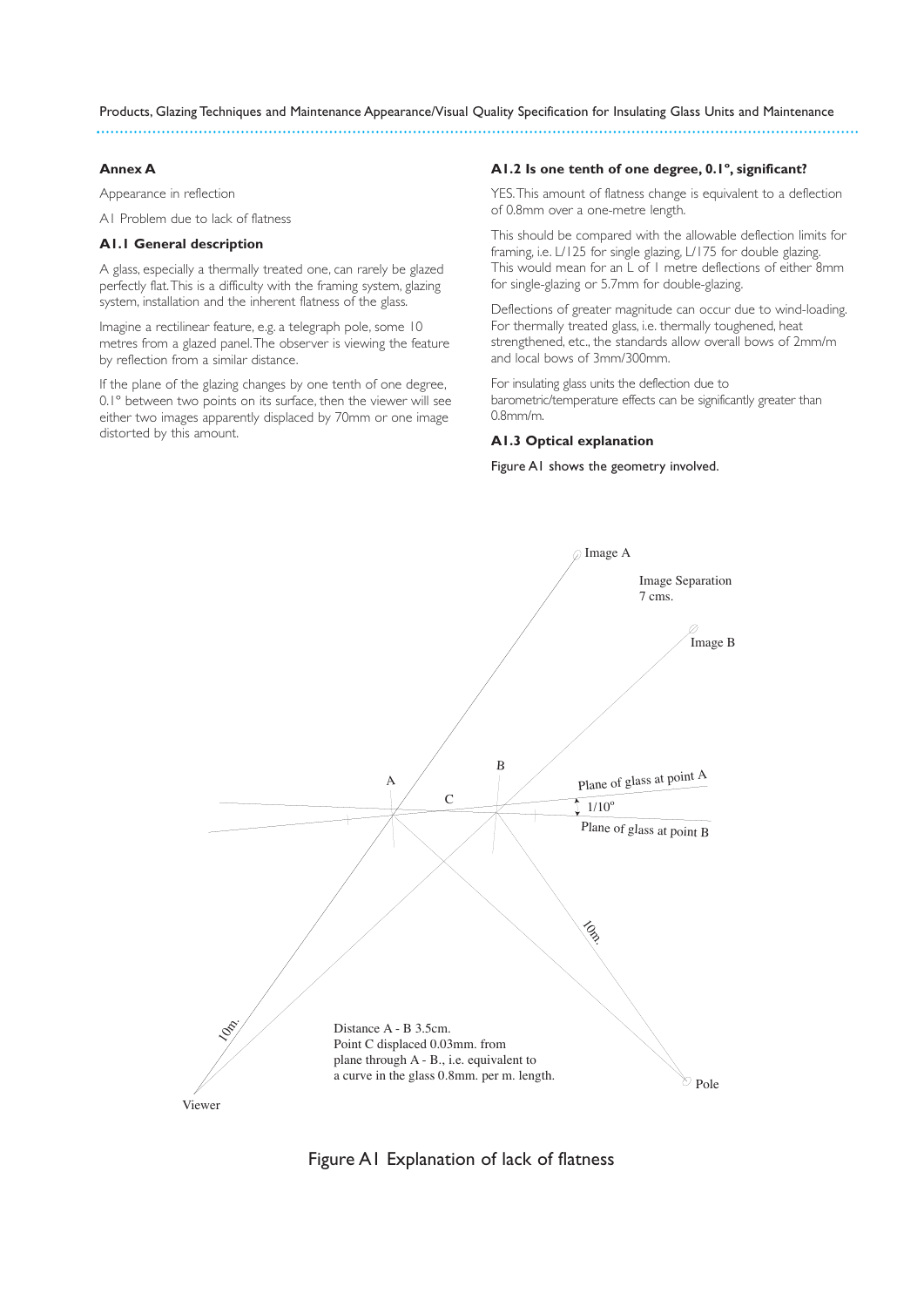## Annex A

Appearance in reflection

A1 Problem due to lack of flatness

### A1.1 General description

A glass, especially a thermally treated one, can rarely be glazed perfectly flat. This is a difficulty with the framing system, glazing system, installation and the inherent flatness of the glass.

Imagine a rectilinear feature, e.g. a telegraph pole, some 10 metres from a glazed panel. The observer is viewing the feature by reflection from a similar distance.

If the plane of the glazing changes by one tenth of one degree, 0.1° between two points on its surface, then the viewer will see either two images apparently displaced by 70mm or one image distorted by this amount.

### A1.2 Is one tenth of one degree, 0.1°, significant?

YES. This amount of flatness change is equivalent to a deflection of 0.8mm over a one-metre length.

This should be compared with the allowable deflection limits for framing, i.e. L/125 for single glazing, L/175 for double glazing. This would mean for an L of 1 metre deflections of either 8mm for single-glazing or 5.7mm for double-glazing.

Deflections of greater magnitude can occur due to wind-loading. For thermally treated glass, i.e. thermally toughened, heat strengthened, etc., the standards allow overall bows of 2mm/m and local bows of 3mm/300mm.

For insulating glass units the deflection due to barometric/temperature effects can be significantly greater than 0.8mm/m.

### A1.3 Optical explanation

Figure A1 shows the geometry involved.

Image A

Image Separation 7 cms.

Image B

Plane of glass at point A

1/10°

Plane of glass at point B

A B C

10m.

10m.

Distance A - B 3.5cm.
Point C displaced 0.03mm. from plane through A - B., i.e. equivalent to a curve in the glass 0.8mm. per m. length.

Viewer

Pole

Figure A1 Explanation of lack of flatness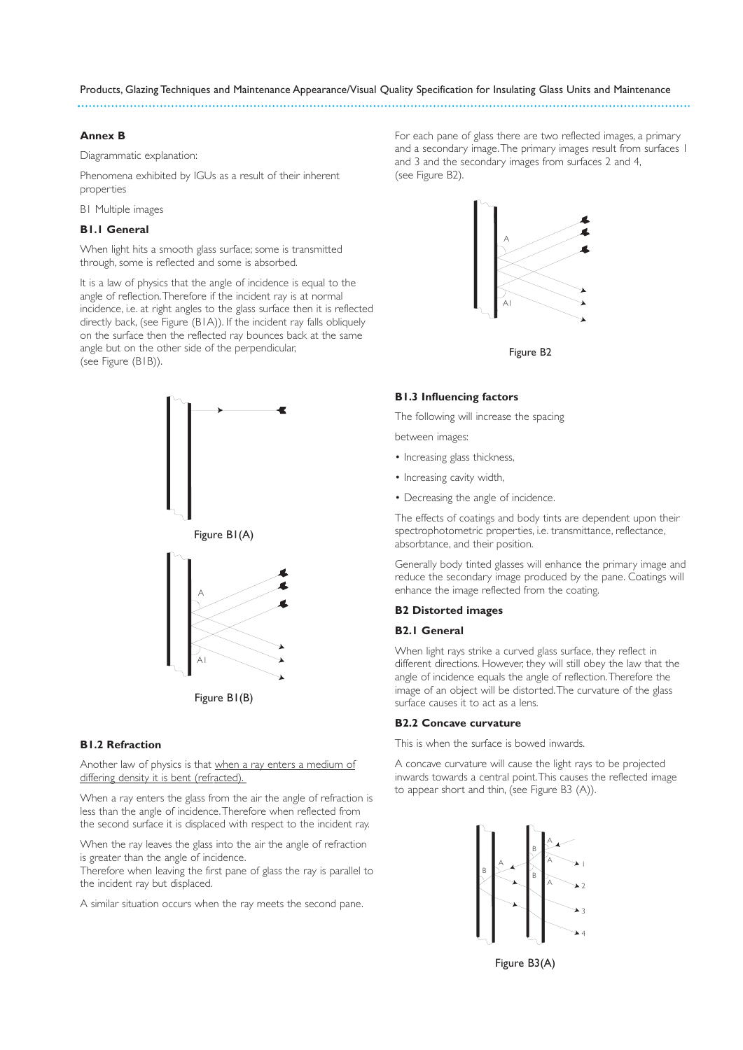## Annex B

Diagrammatic explanation:

Phenomena exhibited by IGUs as a result of their inherent properties

B1 Multiple images

### B1.1 General

When light hits a smooth glass surface; some is transmitted through, some is reflected and some is absorbed.

It is a law of physics that the angle of incidence is equal to the angle of reflection. Therefore if the incident ray is at normal incidence, i.e. at right angles to the glass surface then it is reflected directly back, (see Figure (B1A)). If the incident ray falls obliquely on the surface then the reflected ray bounces back at the same angle but on the other side of the perpendicular, (see Figure (B1B)).

Figure B1(A)

Figure B1(B)

### B1.2 Refraction

Another law of physics is that <u>when a ray enters a medium of differing density it is bent (refracted).</u>

When a ray enters the glass from the air the angle of refraction is less than the angle of incidence. Therefore when reflected from the second surface it is displaced with respect to the incident ray.

When the ray leaves the glass into the air the angle of refraction is greater than the angle of incidence.
Therefore when leaving the first pane of glass the ray is parallel to the incident ray but displaced.

A similar situation occurs when the ray meets the second pane.

For each pane of glass there are two reflected images, a primary and a secondary image. The primary images result from surfaces 1 and 3 and the secondary images from surfaces 2 and 4, (see Figure B2).

Figure B2

### B1.3 Influencing factors

The following will increase the spacing

between images:

- Increasing glass thickness,
- Increasing cavity width,
- Decreasing the angle of incidence.

The effects of coatings and body tints are dependent upon their spectrophotometric properties, i.e. transmittance, reflectance, absorbtance, and their position.

Generally body tinted glasses will enhance the primary image and reduce the secondary image produced by the pane. Coatings will enhance the image reflected from the coating.

## B2 Distorted images

### B2.1 General

When light rays strike a curved glass surface, they reflect in different directions. However, they will still obey the law that the angle of incidence equals the angle of reflection. Therefore the image of an object will be distorted. The curvature of the glass surface causes it to act as a lens.

### B2.2 Concave curvature

This is when the surface is bowed inwards.

A concave curvature will cause the light rays to be projected inwards towards a central point. This causes the reflected image to appear short and thin, (see Figure B3 (A)).

Figure B3(A)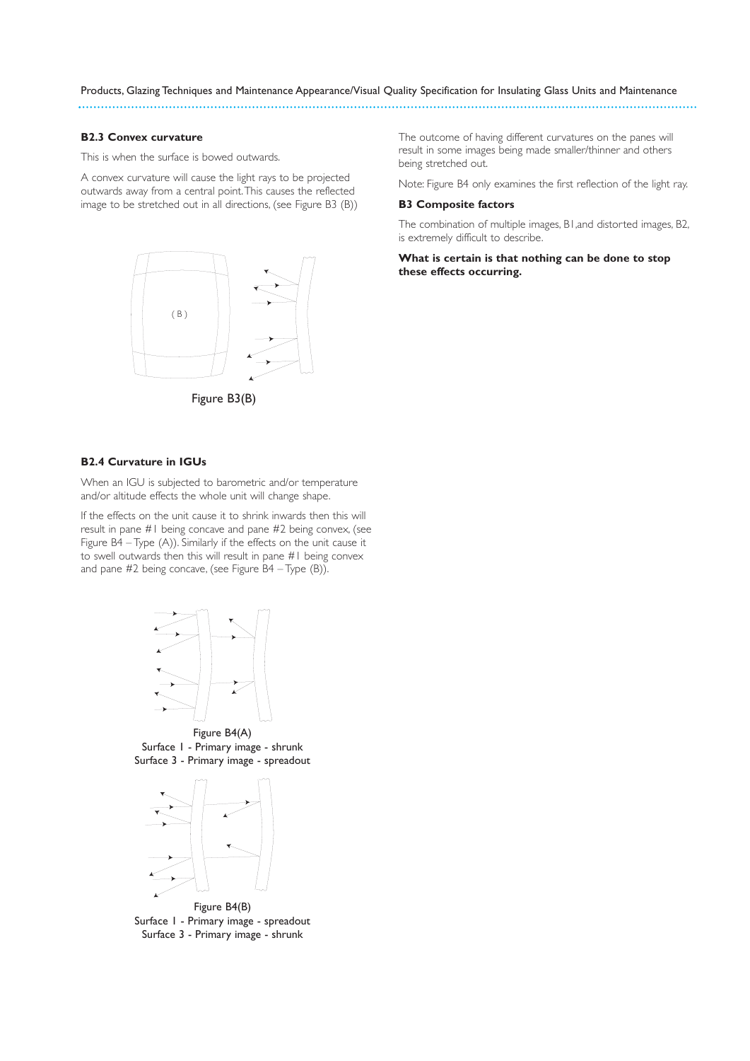### B2.3 Convex curvature

This is when the surface is bowed outwards.

A convex curvature will cause the light rays to be projected outwards away from a central point. This causes the reflected image to be stretched out in all directions, (see Figure B3 (B))

( B )

Figure B3(B)

### B2.4 Curvature in IGUs

When an IGU is subjected to barometric and/or temperature and/or altitude effects the whole unit will change shape.

If the effects on the unit cause it to shrink inwards then this will result in pane #1 being concave and pane #2 being convex, (see Figure B4 – Type (A)). Similarly if the effects on the unit cause it to swell outwards then this will result in pane #1 being convex and pane #2 being concave, (see Figure B4 – Type (B)).

Figure B4(A)
Surface 1 - Primary image - shrunk
Surface 3 - Primary image - spreadout

Figure B4(B)
Surface 1 - Primary image - spreadout
Surface 3 - Primary image - shrunk

The outcome of having different curvatures on the panes will result in some images being made smaller/thinner and others being stretched out.

Note: Figure B4 only examines the first reflection of the light ray.

### B3 Composite factors

The combination of multiple images, B1,and distorted images, B2, is extremely difficult to describe.

**What is certain is that nothing can be done to stop these effects occurring.**